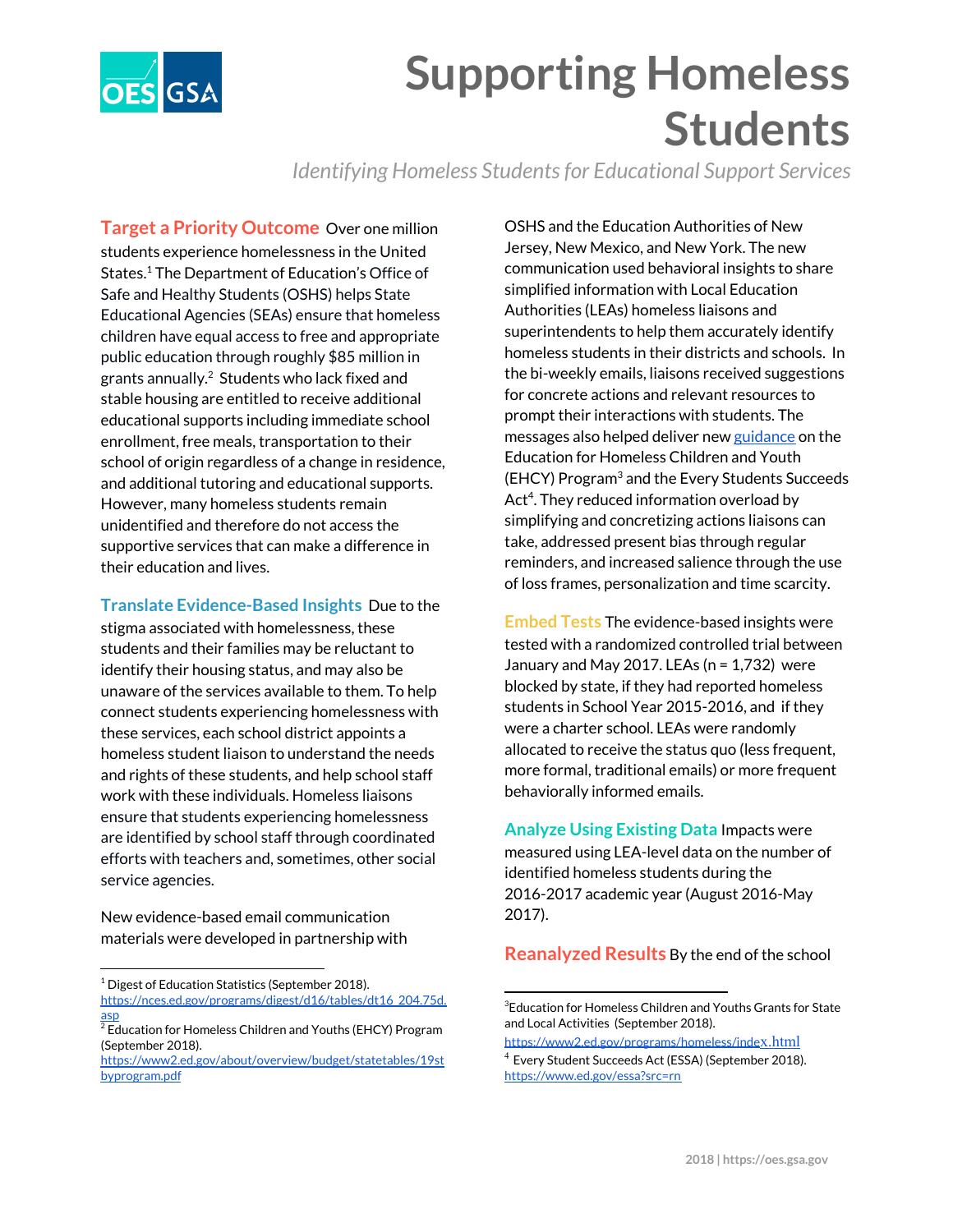# Supporting Homeless Students

*Identifying Homeless Students for Educational Support Services*

**Target a Priority Outcome** Over one million students experience homelessness in the United States.[1] The Department of Education's Office of Safe and Healthy Students (OSHS) helps State Educational Agencies (SEAs) ensure that homeless children have equal access to free and appropriate public education through roughly $85 million in grants annually.[2] Students who lack fixed and stable housing are entitled to receive additional educational supports including immediate school enrollment, free meals, transportation to their school of origin regardless of a change in residence, and additional tutoring and educational supports. However, many homeless students remain unidentified and therefore do not access the supportive services that can make a difference in their education and lives.

**Translate Evidence-Based Insights** Due to the stigma associated with homelessness, these students and their families may be reluctant to identify their housing status, and may also be unaware of the services available to them. To help connect students experiencing homelessness with these services, each school district appoints a homeless student liaison to understand the needs and rights of these students, and help school staff work with these individuals. Homeless liaisons ensure that students experiencing homelessness are identified by school staff through coordinated efforts with teachers and, sometimes, other social service agencies.

New evidence-based email communication materials were developed in partnership with OSHS and the Education Authorities of New Jersey, New Mexico, and New York. The new communication used behavioral insights to share simplified information with Local Education Authorities (LEAs) homeless liaisons and superintendents to help them accurately identify homeless students in their districts and schools. In the bi-weekly emails, liaisons received suggestions for concrete actions and relevant resources to prompt their interactions with students. The messages also helped deliver new guidance on the Education for Homeless Children and Youth (EHCY) Program[3] and the Every Students Succeeds Act[4]. They reduced information overload by simplifying and concretizing actions liaisons can take, addressed present bias through regular reminders, and increased salience through the use of loss frames, personalization and time scarcity.

**Embed Tests** The evidence-based insights were tested with a randomized controlled trial between January and May 2017. LEAs (n = 1,732) were blocked by state, if they had reported homeless students in School Year 2015-2016, and if they were a charter school. LEAs were randomly allocated to receive the status quo (less frequent, more formal, traditional emails) or more frequent behaviorally informed emails.

**Analyze Using Existing Data** Impacts were measured using LEA-level data on the number of identified homeless students during the 2016-2017 academic year (August 2016-May 2017).

**Reanalyzed Results** By the end of the school

---

[1] Digest of Education Statistics (September 2018). https://nces.ed.gov/programs/digest/d16/tables/dt16_204.75d.asp

[2] Education for Homeless Children and Youths (EHCY) Program (September 2018). https://www2.ed.gov/about/overview/budget/statetables/19stbyprogram.pdf

[3] Education for Homeless Children and Youths Grants for State and Local Activities (September 2018). https://www2.ed.gov/programs/homeless/index.html

[4] Every Student Succeeds Act (ESSA) (September 2018). https://www.ed.gov/essa?src=rn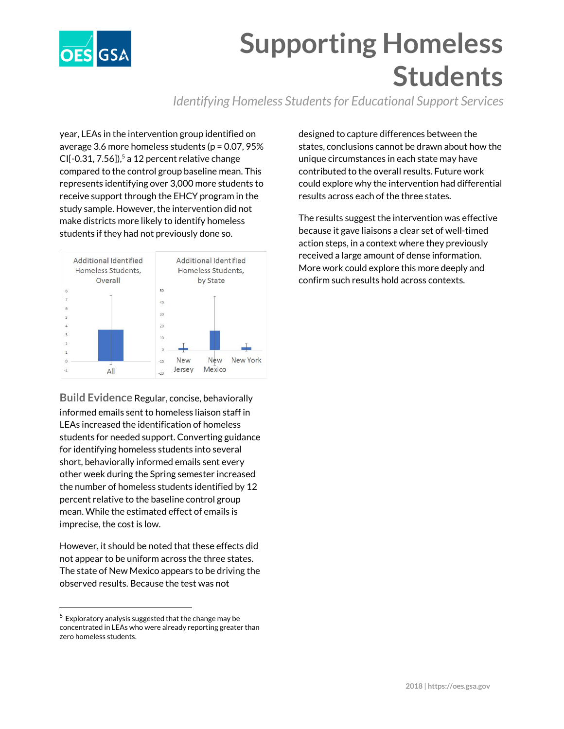# Supporting Homeless Students

*Identifying Homeless Students for Educational Support Services*

year, LEAs in the intervention group identified on average 3.6 more homeless students (p = 0.07, 95% CI[-0.31, 7.56]),[5] a 12 percent relative change compared to the control group baseline mean. This represents identifying over 3,000 more students to receive support through the EHCY program in the study sample. However, the intervention did not make districts more likely to identify homeless students if they had not previously done so.

Additional Identified Homeless Students, Overall

8
7
6
5
4
3
2
1
0
-1

All

Additional Identified Homeless Students, by State

50
40
30
20
10
0
-10
-20

New Jersey
New Mexico
New York

**Build Evidence** Regular, concise, behaviorally informed emails sent to homeless liaison staff in LEAs increased the identification of homeless students for needed support. Converting guidance for identifying homeless students into several short, behaviorally informed emails sent every other week during the Spring semester increased the number of homeless students identified by 12 percent relative to the baseline control group mean. While the estimated effect of emails is imprecise, the cost is low.

However, it should be noted that these effects did not appear to be uniform across the three states. The state of New Mexico appears to be driving the observed results. Because the test was not designed to capture differences between the states, conclusions cannot be drawn about how the unique circumstances in each state may have contributed to the overall results. Future work could explore why the intervention had differential results across each of the three states.

The results suggest the intervention was effective because it gave liaisons a clear set of well-timed action steps, in a context where they previously received a large amount of dense information. More work could explore this more deeply and confirm such results hold across contexts.

---

[5] Exploratory analysis suggested that the change may be concentrated in LEAs who were already reporting greater than zero homeless students.